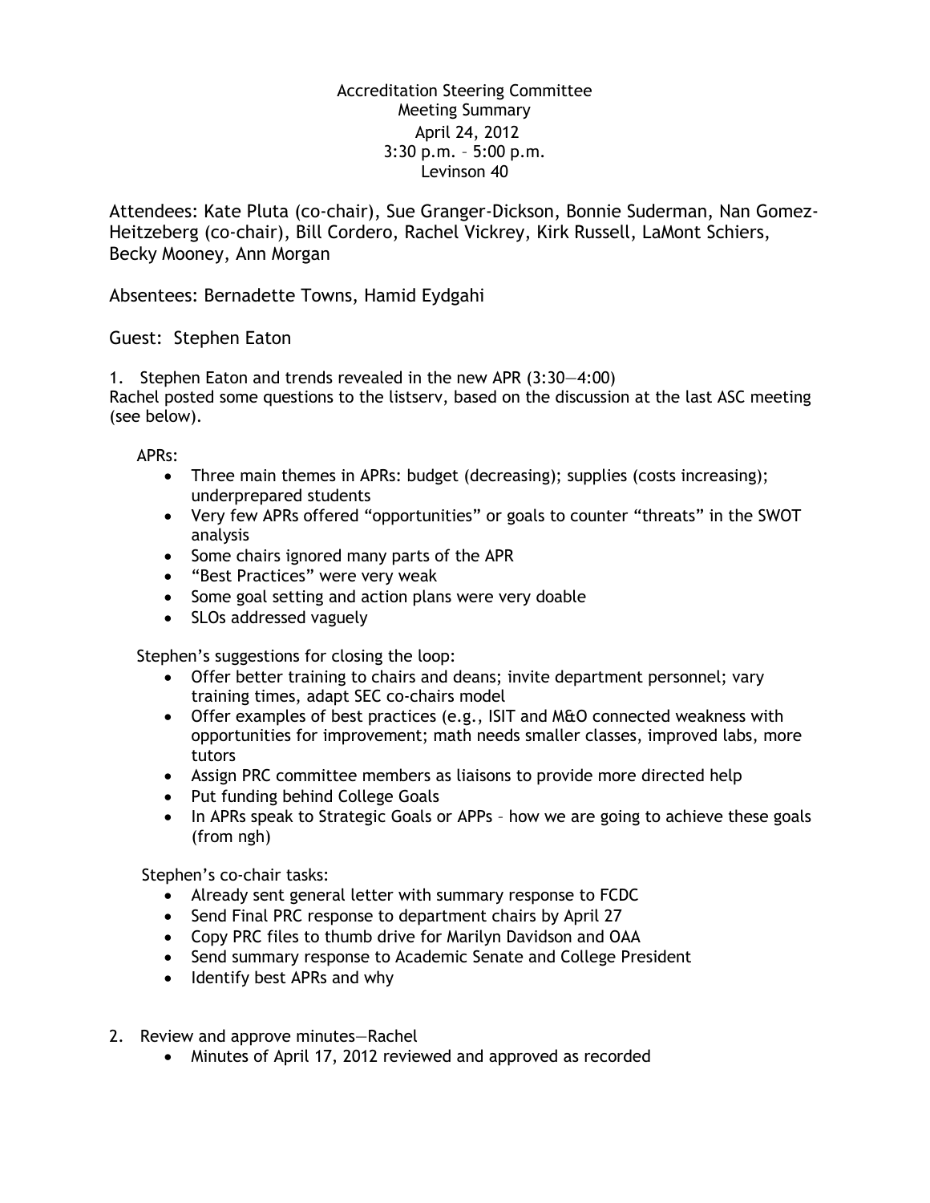# Accreditation Steering Committee
## Meeting Summary
April 24, 2012
3:30 p.m. – 5:00 p.m.
Levinson 40

Attendees: Kate Pluta (co-chair), Sue Granger-Dickson, Bonnie Suderman, Nan Gomez-Heitzeberg (co-chair), Bill Cordero, Rachel Vickrey, Kirk Russell, LaMont Schiers, Becky Mooney, Ann Morgan

Absentees: Bernadette Towns, Hamid Eydgahi

Guest: Stephen Eaton

1. Stephen Eaton and trends revealed in the new APR (3:30—4:00)

Rachel posted some questions to the listserv, based on the discussion at the last ASC meeting (see below).

APRs:

- Three main themes in APRs: budget (decreasing); supplies (costs increasing); underprepared students
- Very few APRs offered "opportunities" or goals to counter "threats" in the SWOT analysis
- Some chairs ignored many parts of the APR
- "Best Practices" were very weak
- Some goal setting and action plans were very doable
- SLOs addressed vaguely

Stephen's suggestions for closing the loop:

- Offer better training to chairs and deans; invite department personnel; vary training times, adapt SEC co-chairs model
- Offer examples of best practices (e.g., ISIT and M&O connected weakness with opportunities for improvement; math needs smaller classes, improved labs, more tutors
- Assign PRC committee members as liaisons to provide more directed help
- Put funding behind College Goals
- In APRs speak to Strategic Goals or APPs – how we are going to achieve these goals (from ngh)

Stephen's co-chair tasks:

- Already sent general letter with summary response to FCDC
- Send Final PRC response to department chairs by April 27
- Copy PRC files to thumb drive for Marilyn Davidson and OAA
- Send summary response to Academic Senate and College President
- Identify best APRs and why

2. Review and approve minutes—Rachel
   - Minutes of April 17, 2012 reviewed and approved as recorded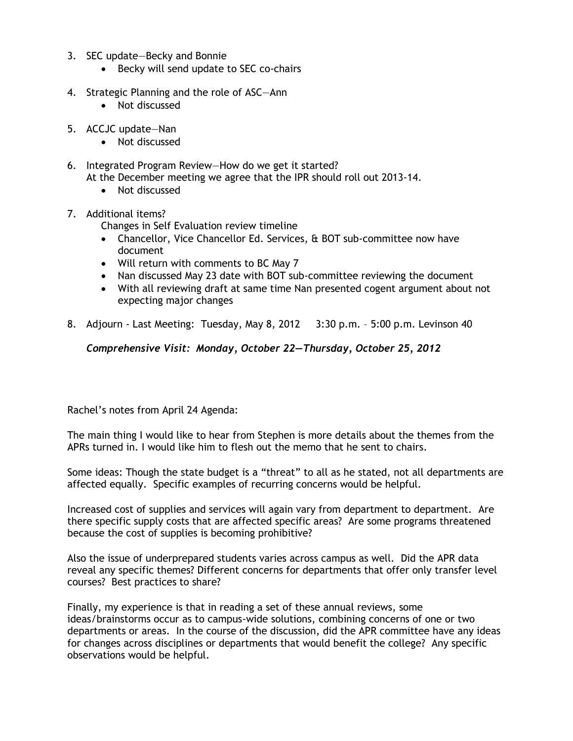3. SEC update—Becky and Bonnie
    - Becky will send update to SEC co-chairs

4. Strategic Planning and the role of ASC—Ann
    - Not discussed

5. ACCJC update—Nan
    - Not discussed

6. Integrated Program Review—How do we get it started?
   At the December meeting we agree that the IPR should roll out 2013-14.
    - Not discussed

7. Additional items?
   Changes in Self Evaluation review timeline
    - Chancellor, Vice Chancellor Ed. Services, & BOT sub-committee now have document
    - Will return with comments to BC May 7
    - Nan discussed May 23 date with BOT sub-committee reviewing the document
    - With all reviewing draft at same time Nan presented cogent argument about not expecting major changes

8. Adjourn - Last Meeting: Tuesday, May 8, 2012 3:30 p.m. – 5:00 p.m. Levinson 40

   ***Comprehensive Visit: Monday, October 22—Thursday, October 25, 2012***

Rachel's notes from April 24 Agenda:

The main thing I would like to hear from Stephen is more details about the themes from the APRs turned in. I would like him to flesh out the memo that he sent to chairs.

Some ideas: Though the state budget is a "threat" to all as he stated, not all departments are affected equally. Specific examples of recurring concerns would be helpful.

Increased cost of supplies and services will again vary from department to department. Are there specific supply costs that are affected specific areas? Are some programs threatened because the cost of supplies is becoming prohibitive?

Also the issue of underprepared students varies across campus as well. Did the APR data reveal any specific themes? Different concerns for departments that offer only transfer level courses? Best practices to share?

Finally, my experience is that in reading a set of these annual reviews, some ideas/brainstorms occur as to campus-wide solutions, combining concerns of one or two departments or areas. In the course of the discussion, did the APR committee have any ideas for changes across disciplines or departments that would benefit the college? Any specific observations would be helpful.